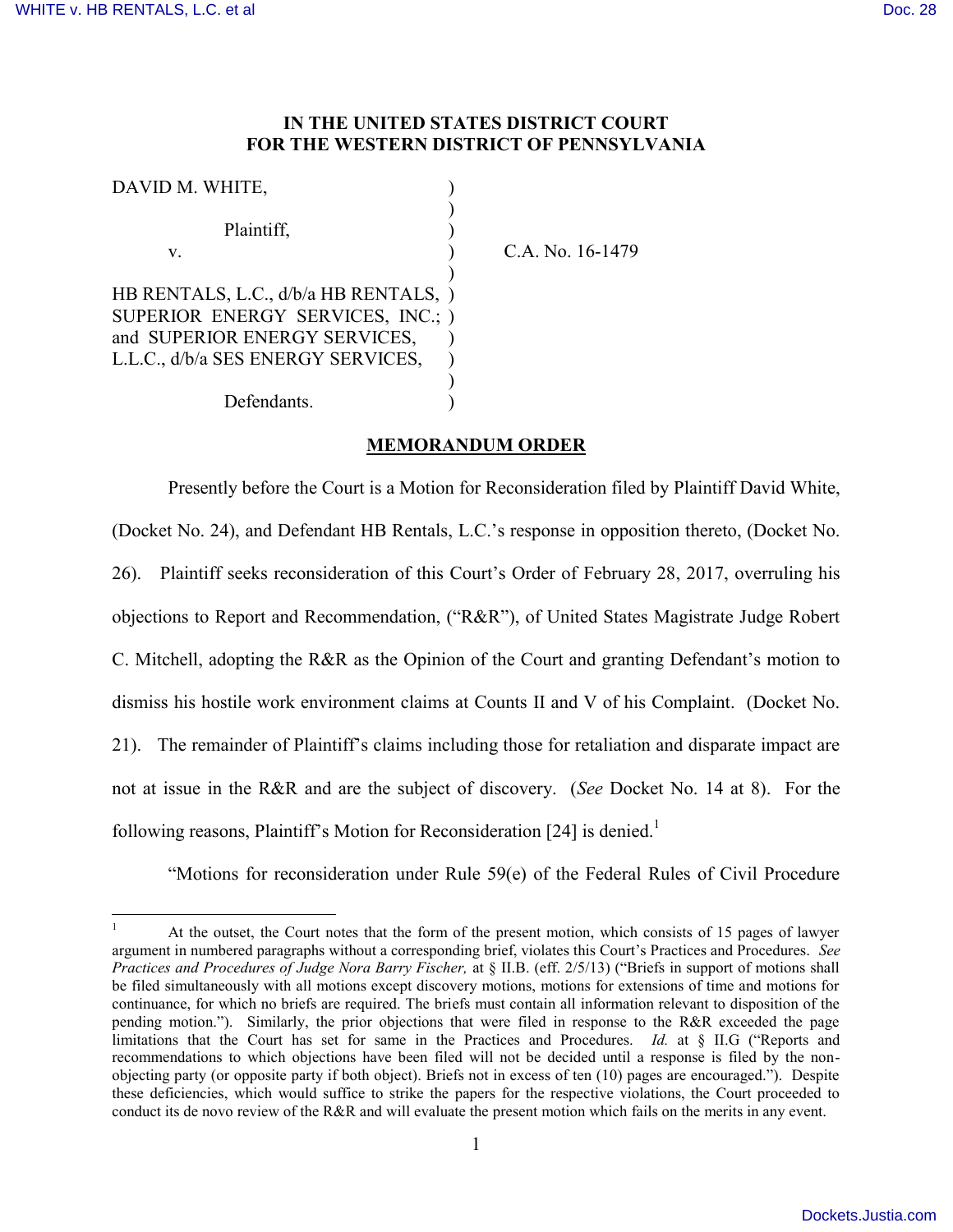**IN THE UNITED STATES DISTRICT COURT**
**FOR THE WESTERN DISTRICT OF PENNSYLVANIA**

| | | |
|---|---|---|
| DAVID M. WHITE, | ) | |
| | ) | |
| Plaintiff, | ) | |
| v. | ) | C.A. No. 16-1479 |
| | ) | |
| HB RENTALS, L.C., d/b/a HB RENTALS, | ) | |
| SUPERIOR ENERGY SERVICES, INC.; | ) | |
| and SUPERIOR ENERGY SERVICES, | ) | |
| L.L.C., d/b/a SES ENERGY SERVICES, | ) | |
| | ) | |
| Defendants. | ) | |

**MEMORANDUM ORDER**

Presently before the Court is a Motion for Reconsideration filed by Plaintiff David White, (Docket No. 24), and Defendant HB Rentals, L.C.'s response in opposition thereto, (Docket No. 26). Plaintiff seeks reconsideration of this Court's Order of February 28, 2017, overruling his objections to Report and Recommendation, ("R&R"), of United States Magistrate Judge Robert C. Mitchell, adopting the R&R as the Opinion of the Court and granting Defendant's motion to dismiss his hostile work environment claims at Counts II and V of his Complaint. (Docket No. 21). The remainder of Plaintiff's claims including those for retaliation and disparate impact are not at issue in the R&R and are the subject of discovery. (*See* Docket No. 14 at 8). For the following reasons, Plaintiff's Motion for Reconsideration [24] is denied.[1]

"Motions for reconsideration under Rule 59(e) of the Federal Rules of Civil Procedure

---

[1] At the outset, the Court notes that the form of the present motion, which consists of 15 pages of lawyer argument in numbered paragraphs without a corresponding brief, violates this Court's Practices and Procedures. *See Practices and Procedures of Judge Nora Barry Fischer,* at § II.B. (eff. 2/5/13) ("Briefs in support of motions shall be filed simultaneously with all motions except discovery motions, motions for extensions of time and motions for continuance, for which no briefs are required. The briefs must contain all information relevant to disposition of the pending motion."). Similarly, the prior objections that were filed in response to the R&R exceeded the page limitations that the Court has set for same in the Practices and Procedures. *Id.* at § II.G ("Reports and recommendations to which objections have been filed will not be decided until a response is filed by the non-objecting party (or opposite party if both object). Briefs not in excess of ten (10) pages are encouraged."). Despite these deficiencies, which would suffice to strike the papers for the respective violations, the Court proceeded to conduct its de novo review of the R&R and will evaluate the present motion which fails on the merits in any event.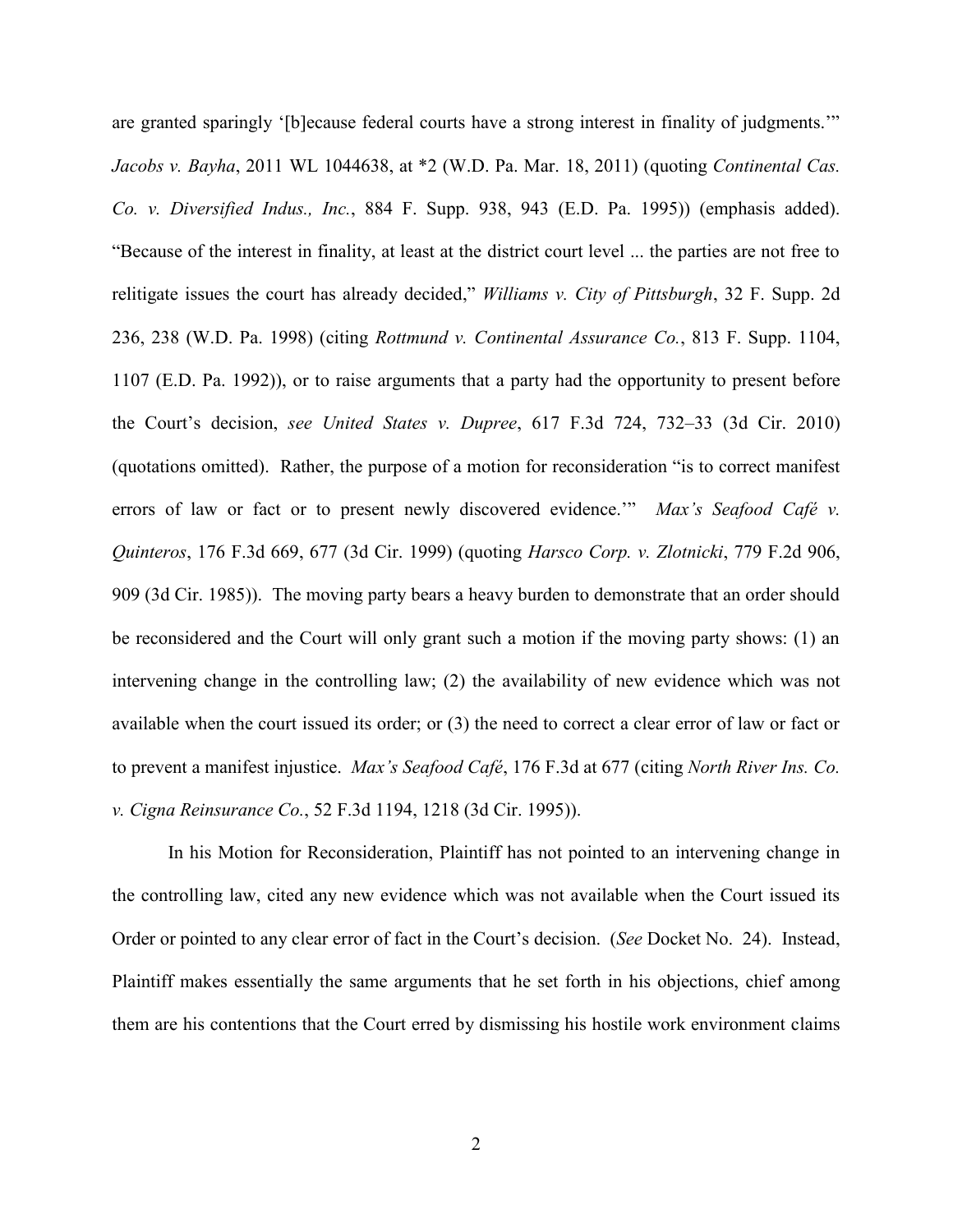are granted sparingly '[b]ecause federal courts have a strong interest in finality of judgments.'" *Jacobs v. Bayha*, 2011 WL 1044638, at *2 (W.D. Pa. Mar. 18, 2011) (quoting *Continental Cas. Co. v. Diversified Indus., Inc.*, 884 F. Supp. 938, 943 (E.D. Pa. 1995)) (emphasis added). "Because of the interest in finality, at least at the district court level ... the parties are not free to relitigate issues the court has already decided," *Williams v. City of Pittsburgh*, 32 F. Supp. 2d 236, 238 (W.D. Pa. 1998) (citing *Rottmund v. Continental Assurance Co.*, 813 F. Supp. 1104, 1107 (E.D. Pa. 1992)), or to raise arguments that a party had the opportunity to present before the Court's decision, *see United States v. Dupree*, 617 F.3d 724, 732–33 (3d Cir. 2010) (quotations omitted). Rather, the purpose of a motion for reconsideration "is to correct manifest errors of law or fact or to present newly discovered evidence.'" *Max's Seafood Café v. Quinteros*, 176 F.3d 669, 677 (3d Cir. 1999) (quoting *Harsco Corp. v. Zlotnicki*, 779 F.2d 906, 909 (3d Cir. 1985)). The moving party bears a heavy burden to demonstrate that an order should be reconsidered and the Court will only grant such a motion if the moving party shows: (1) an intervening change in the controlling law; (2) the availability of new evidence which was not available when the court issued its order; or (3) the need to correct a clear error of law or fact or to prevent a manifest injustice. *Max's Seafood Café*, 176 F.3d at 677 (citing *North River Ins. Co. v. Cigna Reinsurance Co.*, 52 F.3d 1194, 1218 (3d Cir. 1995)).

In his Motion for Reconsideration, Plaintiff has not pointed to an intervening change in the controlling law, cited any new evidence which was not available when the Court issued its Order or pointed to any clear error of fact in the Court's decision. (*See* Docket No. 24). Instead, Plaintiff makes essentially the same arguments that he set forth in his objections, chief among them are his contentions that the Court erred by dismissing his hostile work environment claims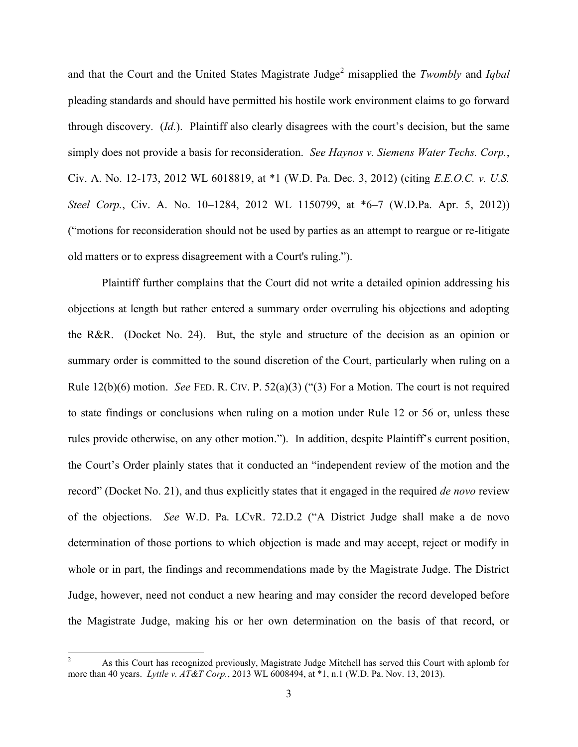and that the Court and the United States Magistrate Judge[2] misapplied the *Twombly* and *Iqbal* pleading standards and should have permitted his hostile work environment claims to go forward through discovery. (*Id.*). Plaintiff also clearly disagrees with the court's decision, but the same simply does not provide a basis for reconsideration. *See Haynos v. Siemens Water Techs. Corp.*, Civ. A. No. 12-173, 2012 WL 6018819, at *1 (W.D. Pa. Dec. 3, 2012) (citing *E.E.O.C. v. U.S. Steel Corp.*, Civ. A. No. 10–1284, 2012 WL 1150799, at *6–7 (W.D.Pa. Apr. 5, 2012)) ("motions for reconsideration should not be used by parties as an attempt to reargue or re-litigate old matters or to express disagreement with a Court's ruling.").

Plaintiff further complains that the Court did not write a detailed opinion addressing his objections at length but rather entered a summary order overruling his objections and adopting the R&R. (Docket No. 24). But, the style and structure of the decision as an opinion or summary order is committed to the sound discretion of the Court, particularly when ruling on a Rule 12(b)(6) motion. *See* FED. R. CIV. P. 52(a)(3) ("(3) For a Motion. The court is not required to state findings or conclusions when ruling on a motion under Rule 12 or 56 or, unless these rules provide otherwise, on any other motion."). In addition, despite Plaintiff's current position, the Court's Order plainly states that it conducted an "independent review of the motion and the record" (Docket No. 21), and thus explicitly states that it engaged in the required *de novo* review of the objections. *See* W.D. Pa. LCvR. 72.D.2 ("A District Judge shall make a de novo determination of those portions to which objection is made and may accept, reject or modify in whole or in part, the findings and recommendations made by the Magistrate Judge. The District Judge, however, need not conduct a new hearing and may consider the record developed before the Magistrate Judge, making his or her own determination on the basis of that record, or

---

[2] As this Court has recognized previously, Magistrate Judge Mitchell has served this Court with aplomb for more than 40 years. *Lyttle v. AT&T Corp.*, 2013 WL 6008494, at *1, n.1 (W.D. Pa. Nov. 13, 2013).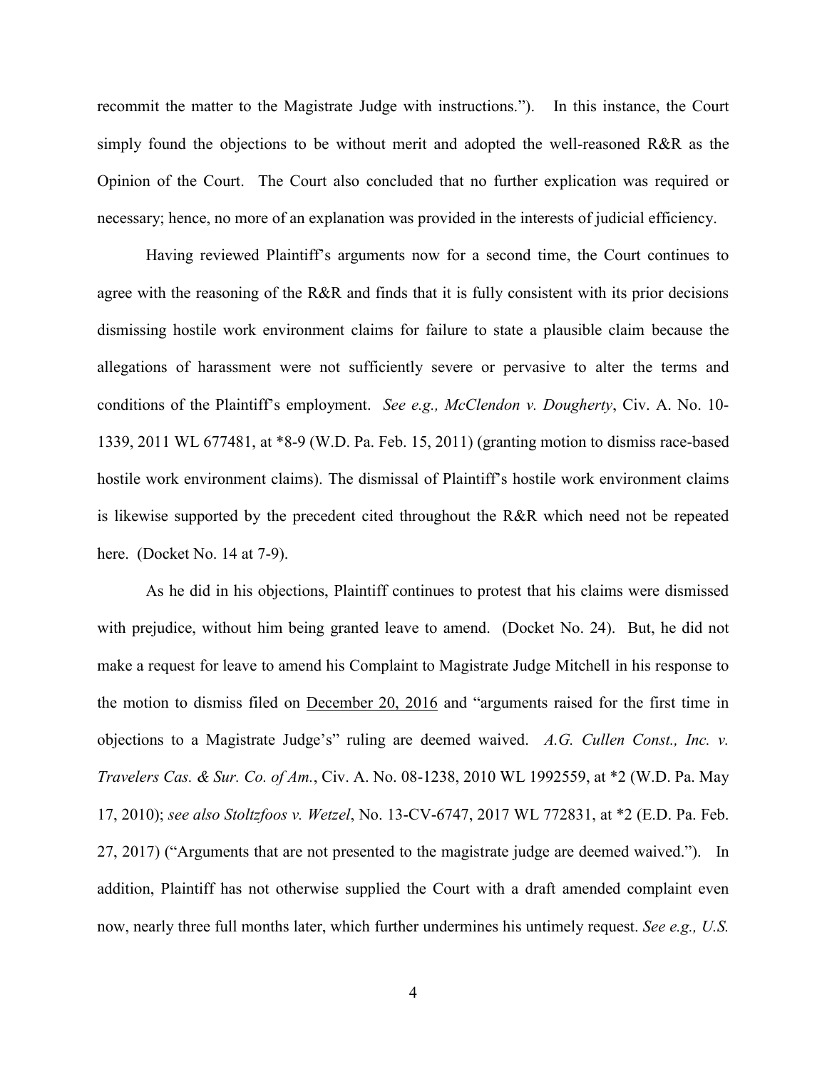recommit the matter to the Magistrate Judge with instructions."). In this instance, the Court simply found the objections to be without merit and adopted the well-reasoned R&R as the Opinion of the Court. The Court also concluded that no further explication was required or necessary; hence, no more of an explanation was provided in the interests of judicial efficiency.

Having reviewed Plaintiff's arguments now for a second time, the Court continues to agree with the reasoning of the R&R and finds that it is fully consistent with its prior decisions dismissing hostile work environment claims for failure to state a plausible claim because the allegations of harassment were not sufficiently severe or pervasive to alter the terms and conditions of the Plaintiff's employment. *See e.g., McClendon v. Dougherty*, Civ. A. No. 10-1339, 2011 WL 677481, at *8-9 (W.D. Pa. Feb. 15, 2011) (granting motion to dismiss race-based hostile work environment claims). The dismissal of Plaintiff's hostile work environment claims is likewise supported by the precedent cited throughout the R&R which need not be repeated here. (Docket No. 14 at 7-9).

As he did in his objections, Plaintiff continues to protest that his claims were dismissed with prejudice, without him being granted leave to amend. (Docket No. 24). But, he did not make a request for leave to amend his Complaint to Magistrate Judge Mitchell in his response to the motion to dismiss filed on <u>December 20, 2016</u> and "arguments raised for the first time in objections to a Magistrate Judge's" ruling are deemed waived. *A.G. Cullen Const., Inc. v. Travelers Cas. & Sur. Co. of Am.*, Civ. A. No. 08-1238, 2010 WL 1992559, at *2 (W.D. Pa. May 17, 2010); *see also Stoltzfoos v. Wetzel*, No. 13-CV-6747, 2017 WL 772831, at *2 (E.D. Pa. Feb. 27, 2017) ("Arguments that are not presented to the magistrate judge are deemed waived."). In addition, Plaintiff has not otherwise supplied the Court with a draft amended complaint even now, nearly three full months later, which further undermines his untimely request. *See e.g., U.S.*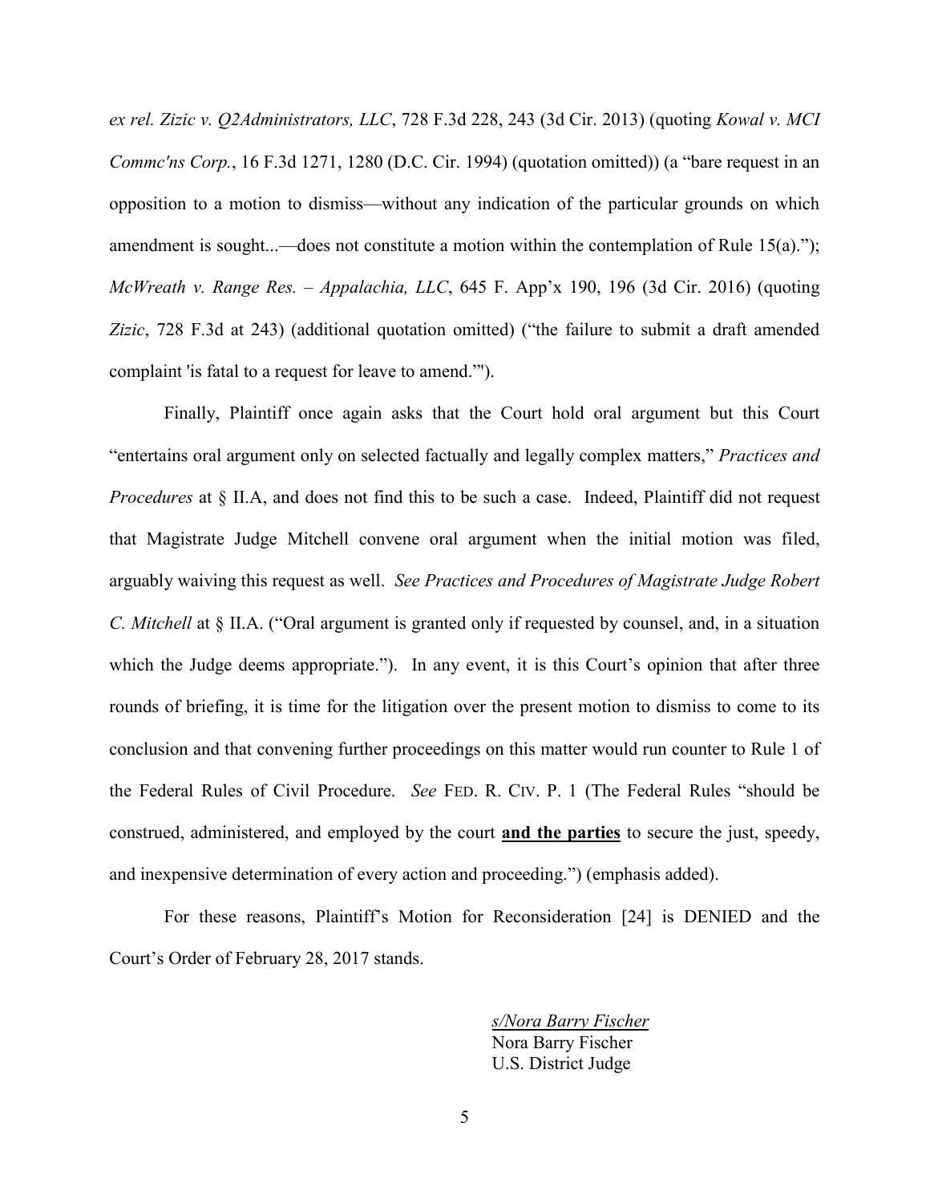*ex rel. Zizic v. Q2Administrators, LLC*, 728 F.3d 228, 243 (3d Cir. 2013) (quoting *Kowal v. MCI Commc'ns Corp.*, 16 F.3d 1271, 1280 (D.C. Cir. 1994) (quotation omitted)) (a "bare request in an opposition to a motion to dismiss—without any indication of the particular grounds on which amendment is sought...—does not constitute a motion within the contemplation of Rule 15(a)."); *McWreath v. Range Res. – Appalachia, LLC*, 645 F. App'x 190, 196 (3d Cir. 2016) (quoting *Zizic*, 728 F.3d at 243) (additional quotation omitted) ("the failure to submit a draft amended complaint 'is fatal to a request for leave to amend.'").

Finally, Plaintiff once again asks that the Court hold oral argument but this Court "entertains oral argument only on selected factually and legally complex matters," *Practices and Procedures* at § II.A, and does not find this to be such a case. Indeed, Plaintiff did not request that Magistrate Judge Mitchell convene oral argument when the initial motion was filed, arguably waiving this request as well. *See Practices and Procedures of Magistrate Judge Robert C. Mitchell* at § II.A. ("Oral argument is granted only if requested by counsel, and, in a situation which the Judge deems appropriate."). In any event, it is this Court's opinion that after three rounds of briefing, it is time for the litigation over the present motion to dismiss to come to its conclusion and that convening further proceedings on this matter would run counter to Rule 1 of the Federal Rules of Civil Procedure. *See* FED. R. CIV. P. 1 (The Federal Rules "should be construed, administered, and employed by the court **and the parties** to secure the just, speedy, and inexpensive determination of every action and proceeding.") (emphasis added).

For these reasons, Plaintiff's Motion for Reconsideration [24] is DENIED and the Court's Order of February 28, 2017 stands.

*s/Nora Barry Fischer*
Nora Barry Fischer
U.S. District Judge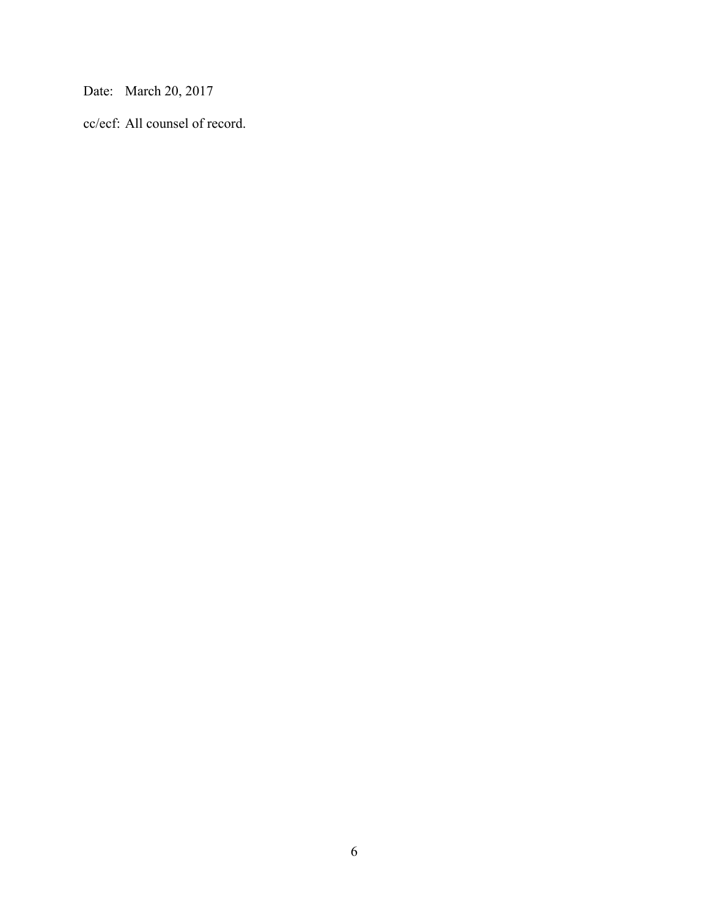Date: March 20, 2017

cc/ecf: All counsel of record.